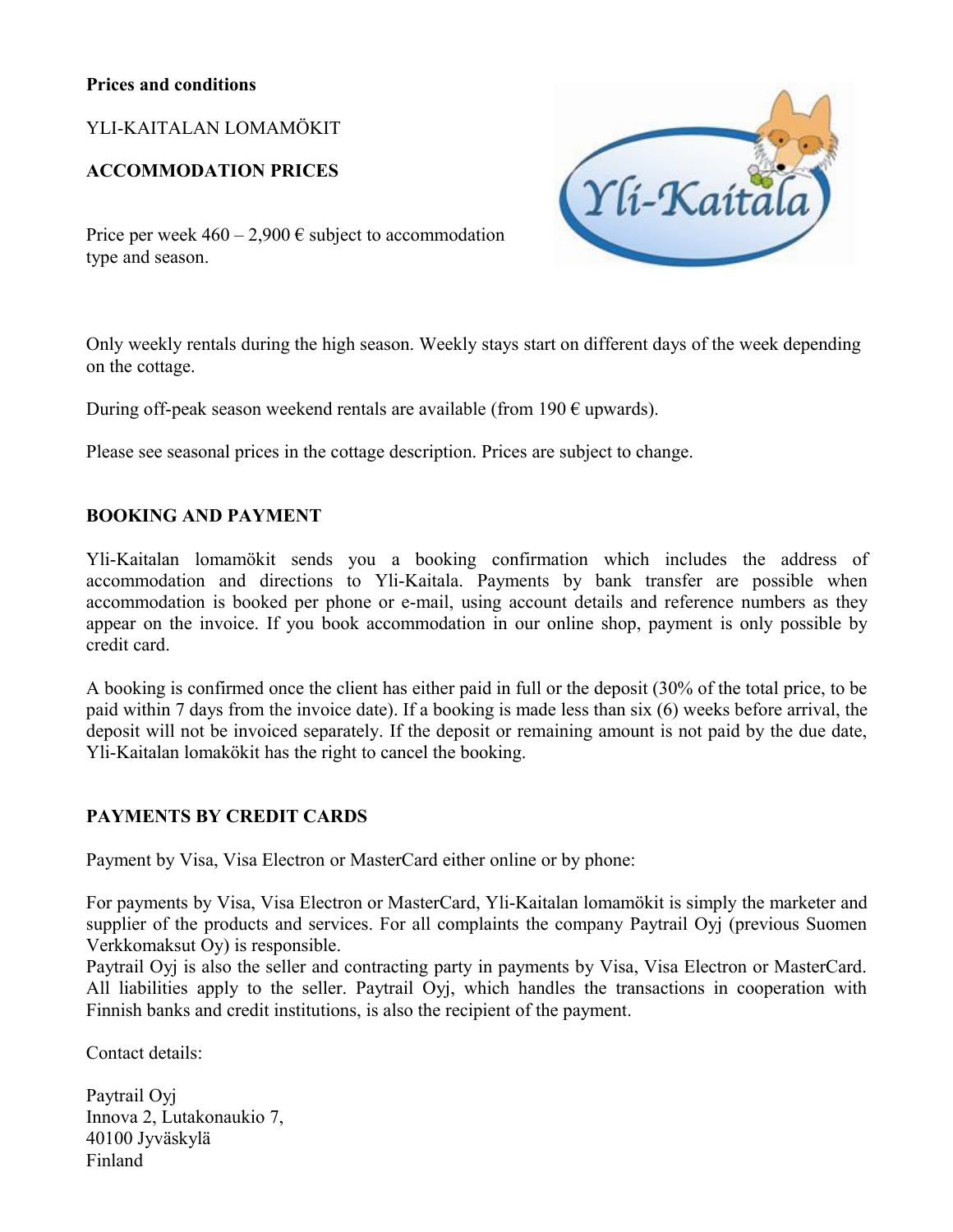**Prices and conditions**

YLI-KAITALAN LOMAMÖKIT

**ACCOMMODATION PRICES**

Price per week 460 – 2,900 € subject to accommodation type and season.

Only weekly rentals during the high season. Weekly stays start on different days of the week depending on the cottage.

During off-peak season weekend rentals are available (from 190 € upwards).

Please see seasonal prices in the cottage description. Prices are subject to change.

**BOOKING AND PAYMENT**

Yli-Kaitalan lomamökit sends you a booking confirmation which includes the address of accommodation and directions to Yli-Kaitala. Payments by bank transfer are possible when accommodation is booked per phone or e-mail, using account details and reference numbers as they appear on the invoice. If you book accommodation in our online shop, payment is only possible by credit card.

A booking is confirmed once the client has either paid in full or the deposit (30% of the total price, to be paid within 7 days from the invoice date). If a booking is made less than six (6) weeks before arrival, the deposit will not be invoiced separately. If the deposit or remaining amount is not paid by the due date, Yli-Kaitalan lomakökit has the right to cancel the booking.

**PAYMENTS BY CREDIT CARDS**

Payment by Visa, Visa Electron or MasterCard either online or by phone:

For payments by Visa, Visa Electron or MasterCard, Yli-Kaitalan lomamökit is simply the marketer and supplier of the products and services. For all complaints the company Paytrail Oyj (previous Suomen Verkkomaksut Oy) is responsible.
Paytrail Oyj is also the seller and contracting party in payments by Visa, Visa Electron or MasterCard. All liabilities apply to the seller. Paytrail Oyj, which handles the transactions in cooperation with Finnish banks and credit institutions, is also the recipient of the payment.

Contact details:

Paytrail Oyj
Innova 2, Lutakonaukio 7,
40100 Jyväskylä
Finland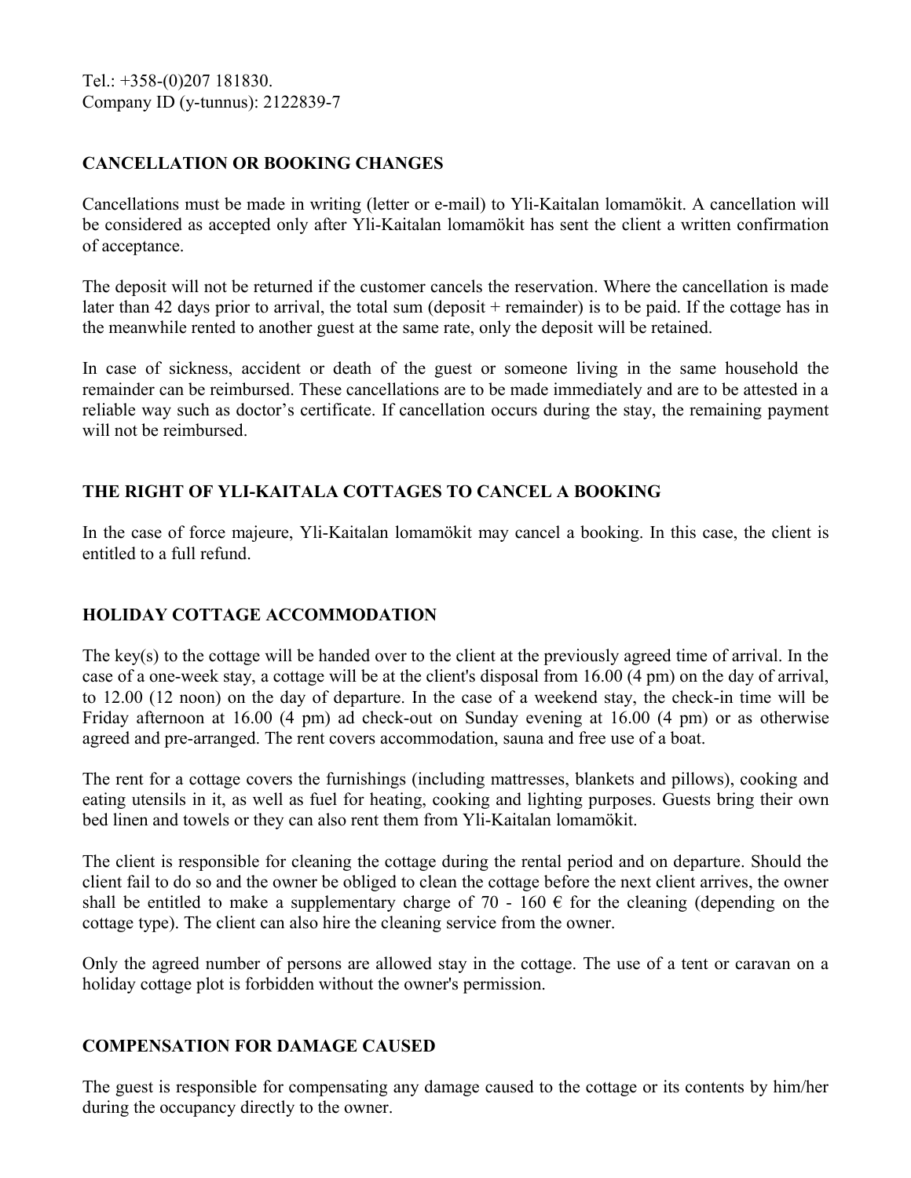Tel.: +358-(0)207 181830.
Company ID (y-tunnus): 2122839-7

## CANCELLATION OR BOOKING CHANGES

Cancellations must be made in writing (letter or e-mail) to Yli-Kaitalan lomamökit. A cancellation will be considered as accepted only after Yli-Kaitalan lomamökit has sent the client a written confirmation of acceptance.

The deposit will not be returned if the customer cancels the reservation. Where the cancellation is made later than 42 days prior to arrival, the total sum (deposit + remainder) is to be paid. If the cottage has in the meanwhile rented to another guest at the same rate, only the deposit will be retained.

In case of sickness, accident or death of the guest or someone living in the same household the remainder can be reimbursed. These cancellations are to be made immediately and are to be attested in a reliable way such as doctor’s certificate. If cancellation occurs during the stay, the remaining payment will not be reimbursed.

## THE RIGHT OF YLI-KAITALA COTTAGES TO CANCEL A BOOKING

In the case of force majeure, Yli-Kaitalan lomamökit may cancel a booking. In this case, the client is entitled to a full refund.

## HOLIDAY COTTAGE ACCOMMODATION

The key(s) to the cottage will be handed over to the client at the previously agreed time of arrival. In the case of a one-week stay, a cottage will be at the client's disposal from 16.00 (4 pm) on the day of arrival, to 12.00 (12 noon) on the day of departure. In the case of a weekend stay, the check-in time will be Friday afternoon at 16.00 (4 pm) ad check-out on Sunday evening at 16.00 (4 pm) or as otherwise agreed and pre-arranged. The rent covers accommodation, sauna and free use of a boat.

The rent for a cottage covers the furnishings (including mattresses, blankets and pillows), cooking and eating utensils in it, as well as fuel for heating, cooking and lighting purposes. Guests bring their own bed linen and towels or they can also rent them from Yli-Kaitalan lomamökit.

The client is responsible for cleaning the cottage during the rental period and on departure. Should the client fail to do so and the owner be obliged to clean the cottage before the next client arrives, the owner shall be entitled to make a supplementary charge of 70 - 160 € for the cleaning (depending on the cottage type). The client can also hire the cleaning service from the owner.

Only the agreed number of persons are allowed stay in the cottage. The use of a tent or caravan on a holiday cottage plot is forbidden without the owner's permission.

## COMPENSATION FOR DAMAGE CAUSED

The guest is responsible for compensating any damage caused to the cottage or its contents by him/her during the occupancy directly to the owner.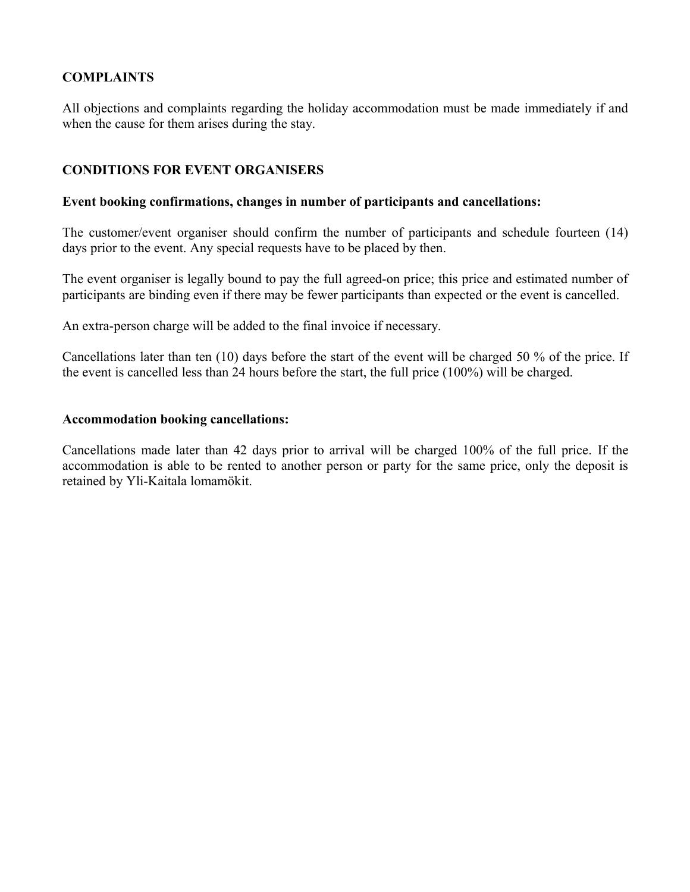## COMPLAINTS

All objections and complaints regarding the holiday accommodation must be made immediately if and when the cause for them arises during the stay.

## CONDITIONS FOR EVENT ORGANISERS

**Event booking confirmations, changes in number of participants and cancellations:**

The customer/event organiser should confirm the number of participants and schedule fourteen (14) days prior to the event. Any special requests have to be placed by then.

The event organiser is legally bound to pay the full agreed-on price; this price and estimated number of participants are binding even if there may be fewer participants than expected or the event is cancelled.

An extra-person charge will be added to the final invoice if necessary.

Cancellations later than ten (10) days before the start of the event will be charged 50 % of the price. If the event is cancelled less than 24 hours before the start, the full price (100%) will be charged.

**Accommodation booking cancellations:**

Cancellations made later than 42 days prior to arrival will be charged 100% of the full price. If the accommodation is able to be rented to another person or party for the same price, only the deposit is retained by Yli-Kaitala lomamökit.